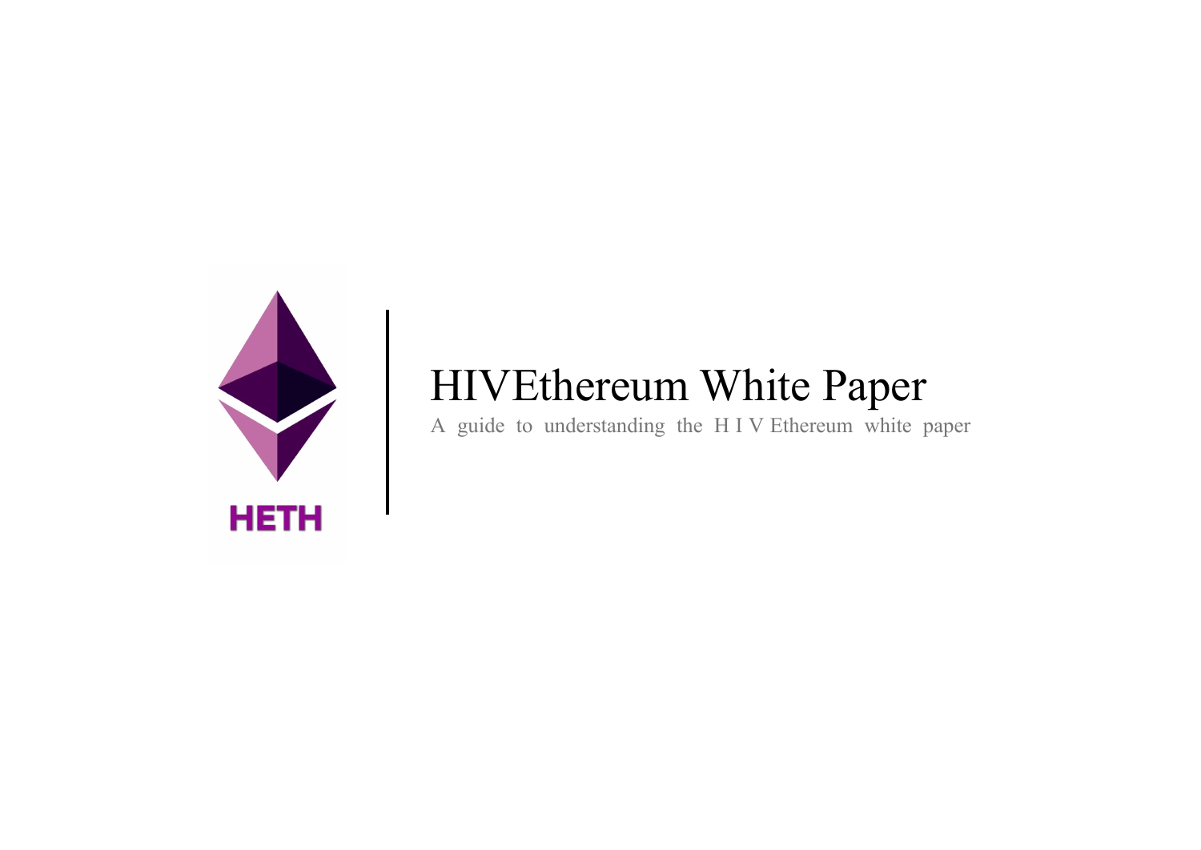HETH

# HIVEthereum White Paper

A guide to understanding the H I V Ethereum white paper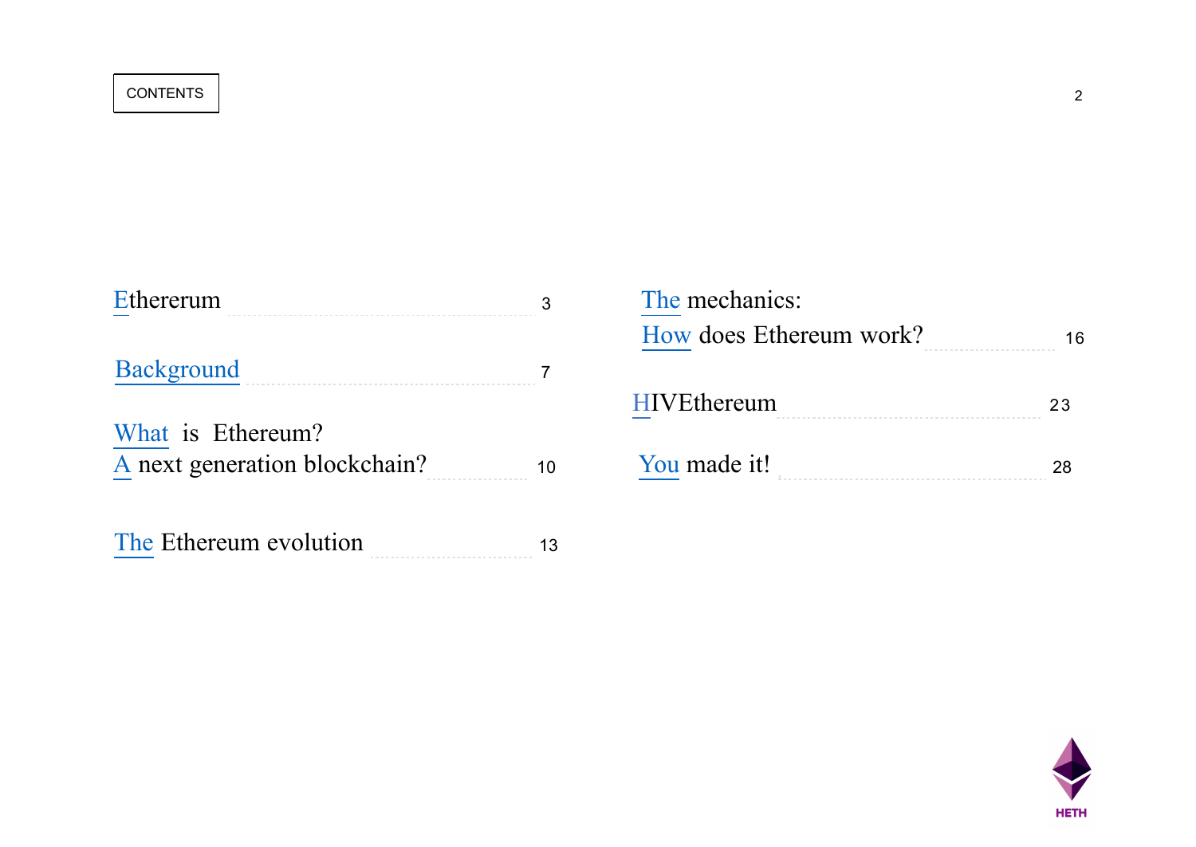# CONTENTS

| Section | Page |
| --- | --- |
| Ethererum | 3 |
| Background | 7 |
| What is Ethereum? A next generation blockchain? | 10 |
| The Ethereum evolution | 13 |
| The mechanics: How does Ethereum work? | 16 |
| HIVEthereum | 23 |
| You made it! | 28 |

HETH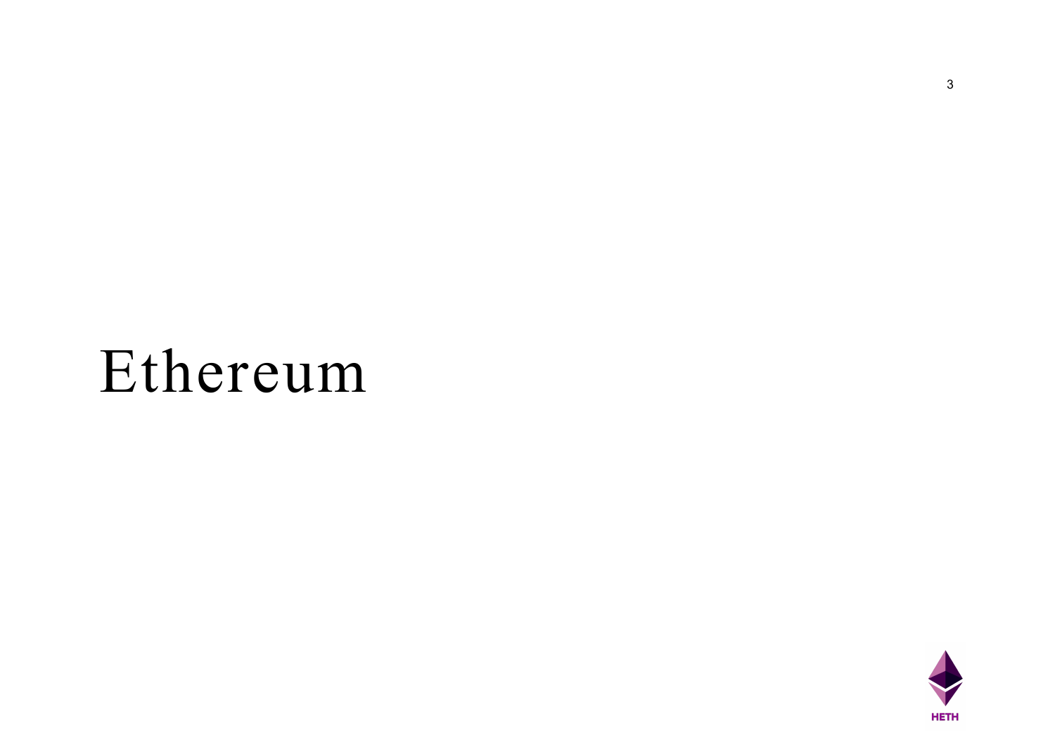# Ethereum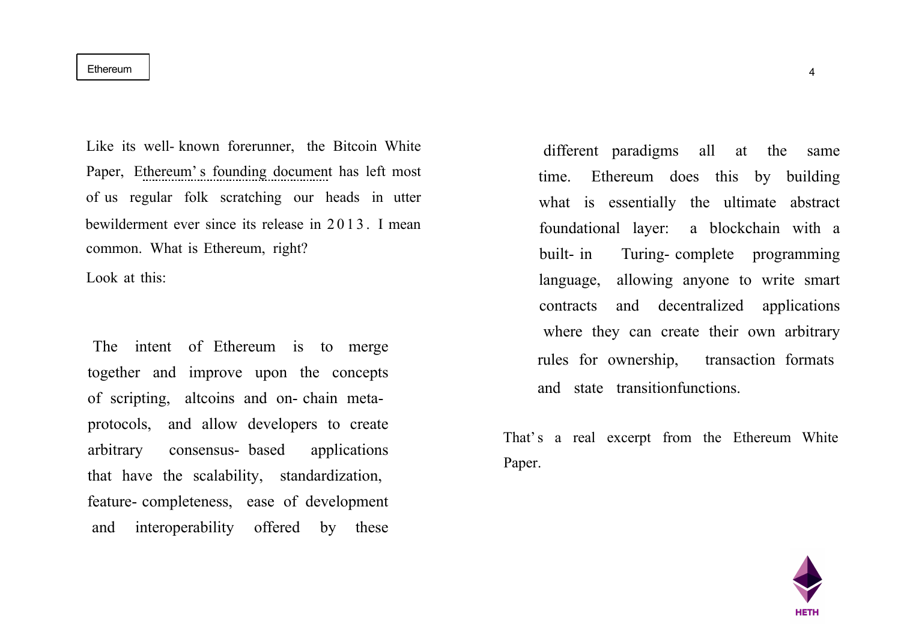Like its well-known forerunner, the Bitcoin White Paper, Ethereum's founding document has left most of us regular folk scratching our heads in utter bewilderment ever since its release in 2013. I mean common. What is Ethereum, right?

Look at this:

> The intent of Ethereum is to merge together and improve upon the concepts of scripting, altcoins and on-chain meta-protocols, and allow developers to create arbitrary consensus-based applications that have the scalability, standardization, feature-completeness, ease of development and interoperability offered by these different paradigms all at the same time. Ethereum does this by building what is essentially the ultimate abstract foundational layer: a blockchain with a built-in Turing-complete programming language, allowing anyone to write smart contracts and decentralized applications where they can create their own arbitrary rules for ownership, transaction formats and state transitionfunctions.

That's a real excerpt from the Ethereum White Paper.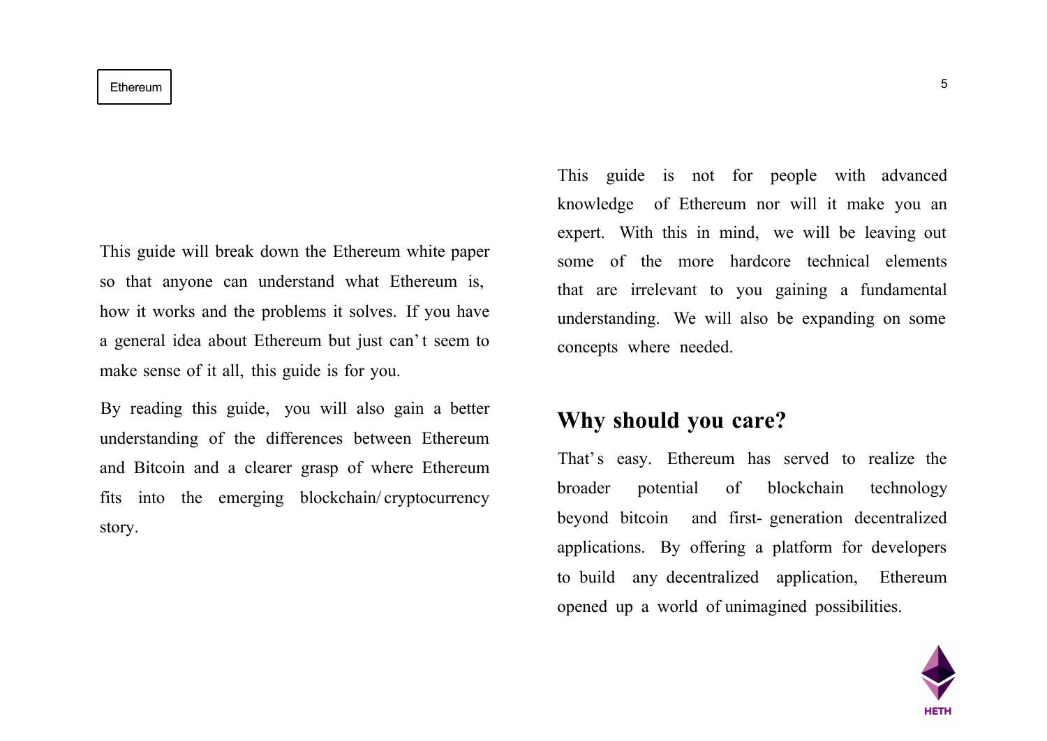This guide will break down the Ethereum white paper so that anyone can understand what Ethereum is, how it works and the problems it solves. If you have a general idea about Ethereum but just can't seem to make sense of it all, this guide is for you.

By reading this guide, you will also gain a better understanding of the differences between Ethereum and Bitcoin and a clearer grasp of where Ethereum fits into the emerging blockchain/cryptocurrency story.

This guide is not for people with advanced knowledge of Ethereum nor will it make you an expert. With this in mind, we will be leaving out some of the more hardcore technical elements that are irrelevant to you gaining a fundamental understanding. We will also be expanding on some concepts where needed.

## Why should you care?

That's easy. Ethereum has served to realize the broader potential of blockchain technology beyond bitcoin and first-generation decentralized applications. By offering a platform for developers to build any decentralized application, Ethereum opened up a world of unimagined possibilities.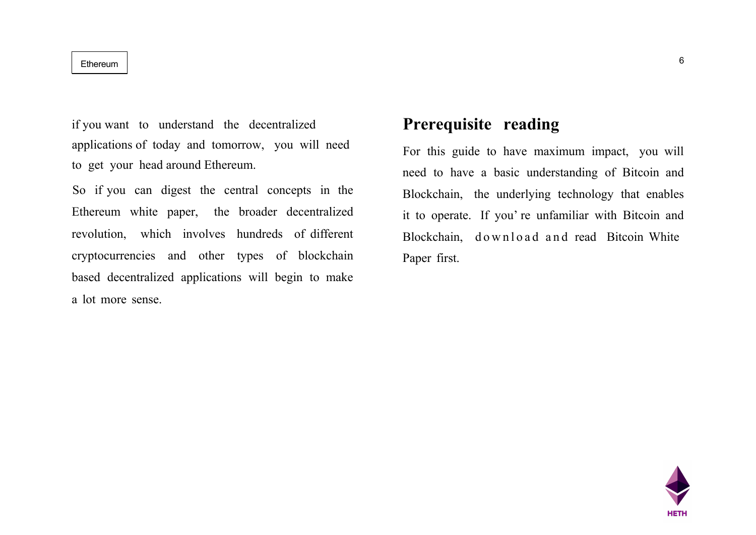if you want to understand the decentralized applications of today and tomorrow, you will need to get your head around Ethereum.

So if you can digest the central concepts in the Ethereum white paper, the broader decentralized revolution, which involves hundreds of different cryptocurrencies and other types of blockchain based decentralized applications will begin to make a lot more sense.

## Prerequisite reading

For this guide to have maximum impact, you will need to have a basic understanding of Bitcoin and Blockchain, the underlying technology that enables it to operate. If you' re unfamiliar with Bitcoin and Blockchain, download and read Bitcoin White Paper first.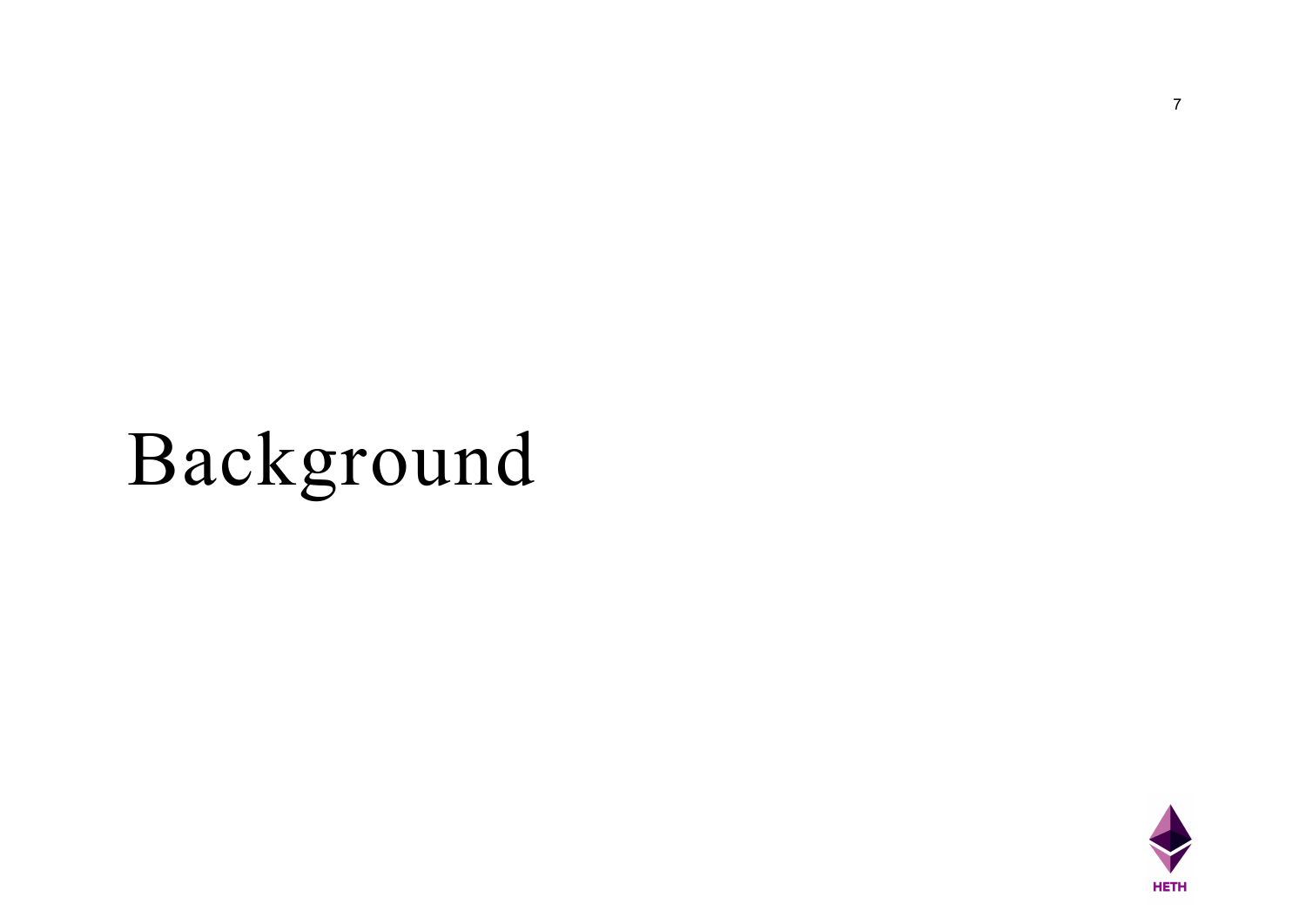# Background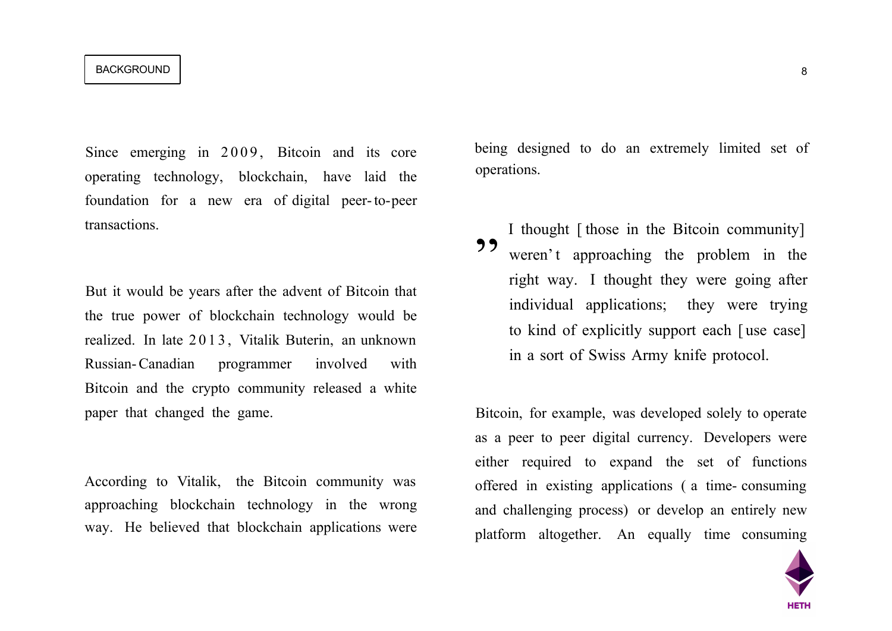BACKGROUND

Since emerging in 2009, Bitcoin and its core operating technology, blockchain, have laid the foundation for a new era of digital peer-to-peer transactions.

But it would be years after the advent of Bitcoin that the true power of blockchain technology would be realized. In late 2013, Vitalik Buterin, an unknown Russian-Canadian programmer involved with Bitcoin and the crypto community released a white paper that changed the game.

According to Vitalik, the Bitcoin community was approaching blockchain technology in the wrong way. He believed that blockchain applications were being designed to do an extremely limited set of operations.

> ” I thought [those in the Bitcoin community] weren't approaching the problem in the right way. I thought they were going after individual applications; they were trying to kind of explicitly support each [use case] in a sort of Swiss Army knife protocol.

Bitcoin, for example, was developed solely to operate as a peer to peer digital currency. Developers were either required to expand the set of functions offered in existing applications (a time-consuming and challenging process) or develop an entirely new platform altogether. An equally time consuming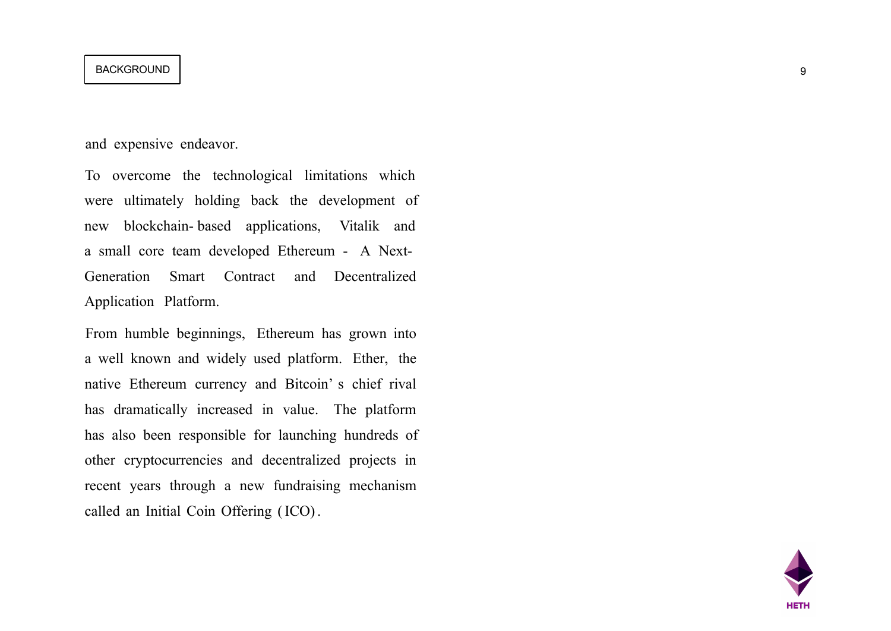and expensive endeavor.

To overcome the technological limitations which were ultimately holding back the development of new blockchain-based applications, Vitalik and a small core team developed Ethereum - A Next-Generation Smart Contract and Decentralized Application Platform.

From humble beginnings, Ethereum has grown into a well known and widely used platform. Ether, the native Ethereum currency and Bitcoin's chief rival has dramatically increased in value. The platform has also been responsible for launching hundreds of other cryptocurrencies and decentralized projects in recent years through a new fundraising mechanism called an Initial Coin Offering (ICO).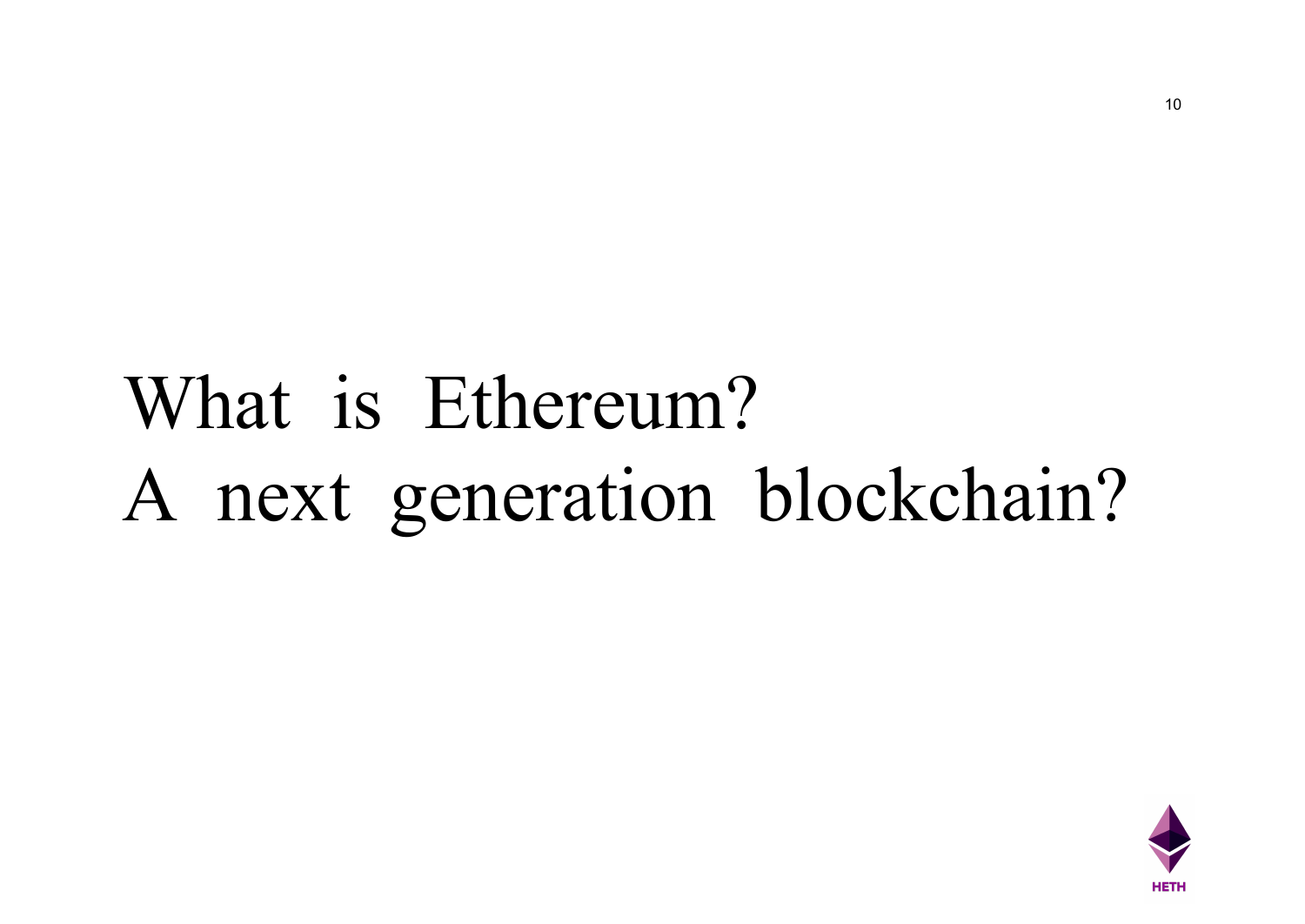# What is Ethereum?
# A next generation blockchain?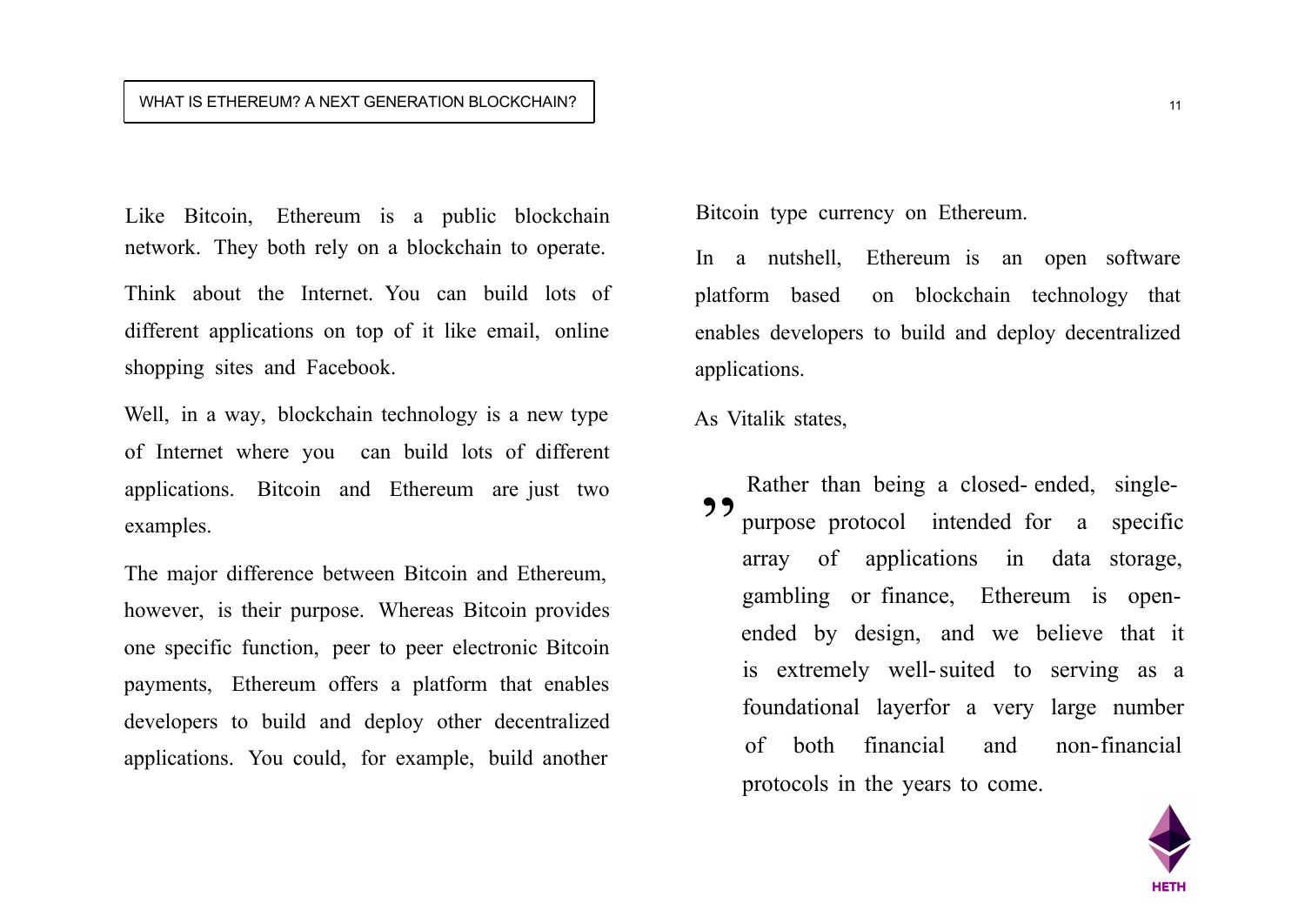Like Bitcoin, Ethereum is a public blockchain network. They both rely on a blockchain to operate.

Think about the Internet. You can build lots of different applications on top of it like email, online shopping sites and Facebook.

Well, in a way, blockchain technology is a new type of Internet where you can build lots of different applications. Bitcoin and Ethereum are just two examples.

The major difference between Bitcoin and Ethereum, however, is their purpose. Whereas Bitcoin provides one specific function, peer to peer electronic Bitcoin payments, Ethereum offers a platform that enables developers to build and deploy other decentralized applications. You could, for example, build another Bitcoin type currency on Ethereum.

In a nutshell, Ethereum is an open software platform based on blockchain technology that enables developers to build and deploy decentralized applications.

As Vitalik states,

> Rather than being a closed-ended, single-purpose protocol intended for a specific array of applications in data storage, gambling or finance, Ethereum is open-ended by design, and we believe that it is extremely well-suited to serving as a foundational layerfor a very large number of both financial and non-financial protocols in the years to come.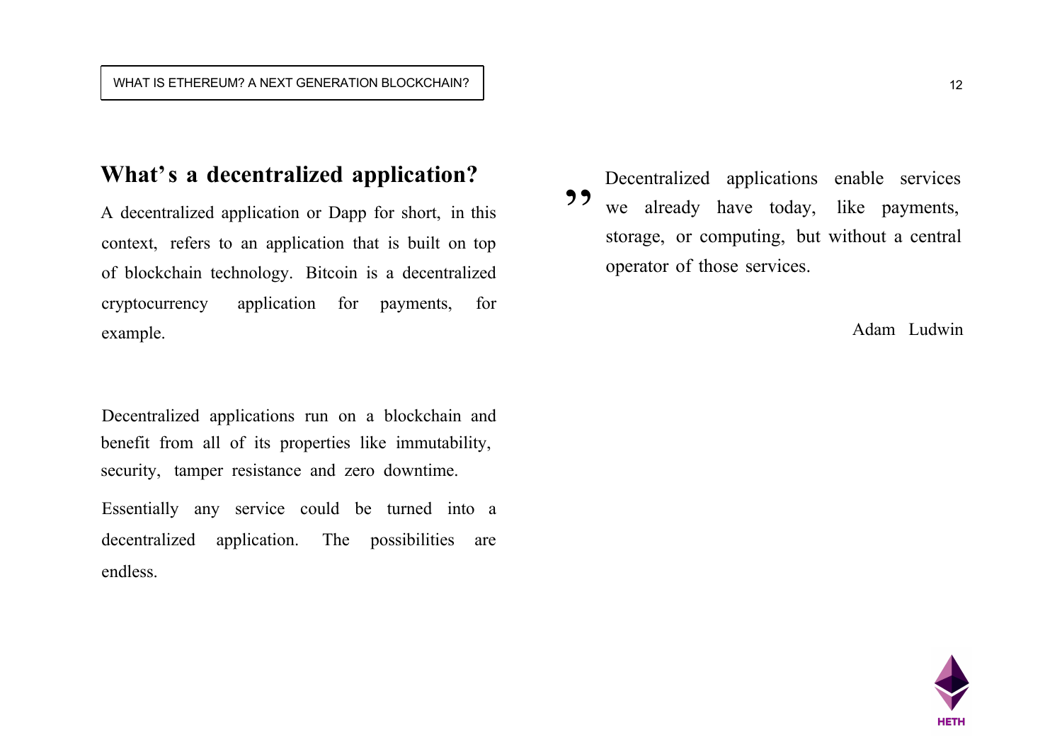## What's a decentralized application?

A decentralized application or Dapp for short, in this context, refers to an application that is built on top of blockchain technology. Bitcoin is a decentralized cryptocurrency application for payments, for example.

Decentralized applications run on a blockchain and benefit from all of its properties like immutability, security, tamper resistance and zero downtime.

Essentially any service could be turned into a decentralized application. The possibilities are endless.

> ” Decentralized applications enable services we already have today, like payments, storage, or computing, but without a central operator of those services.
>
> Adam Ludwin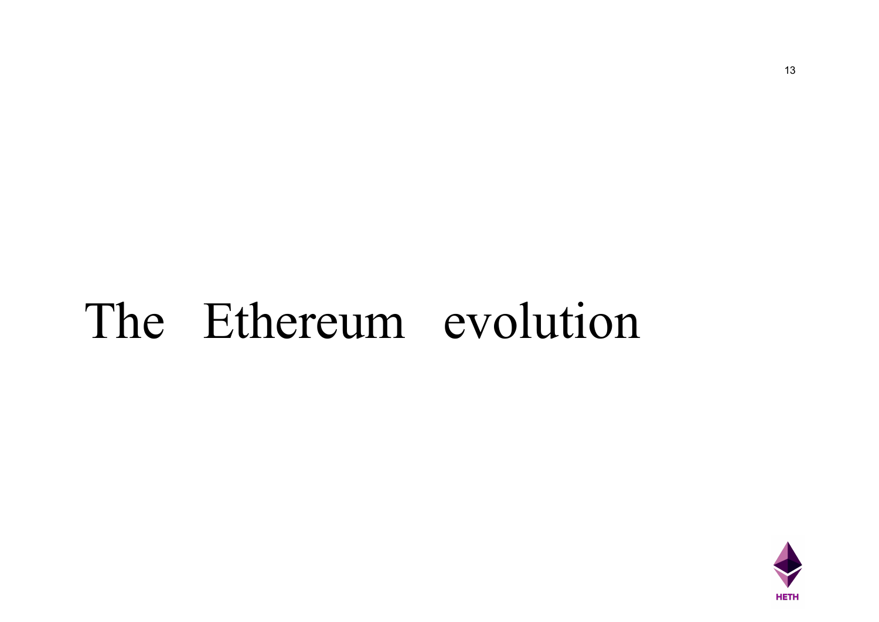# The Ethereum evolution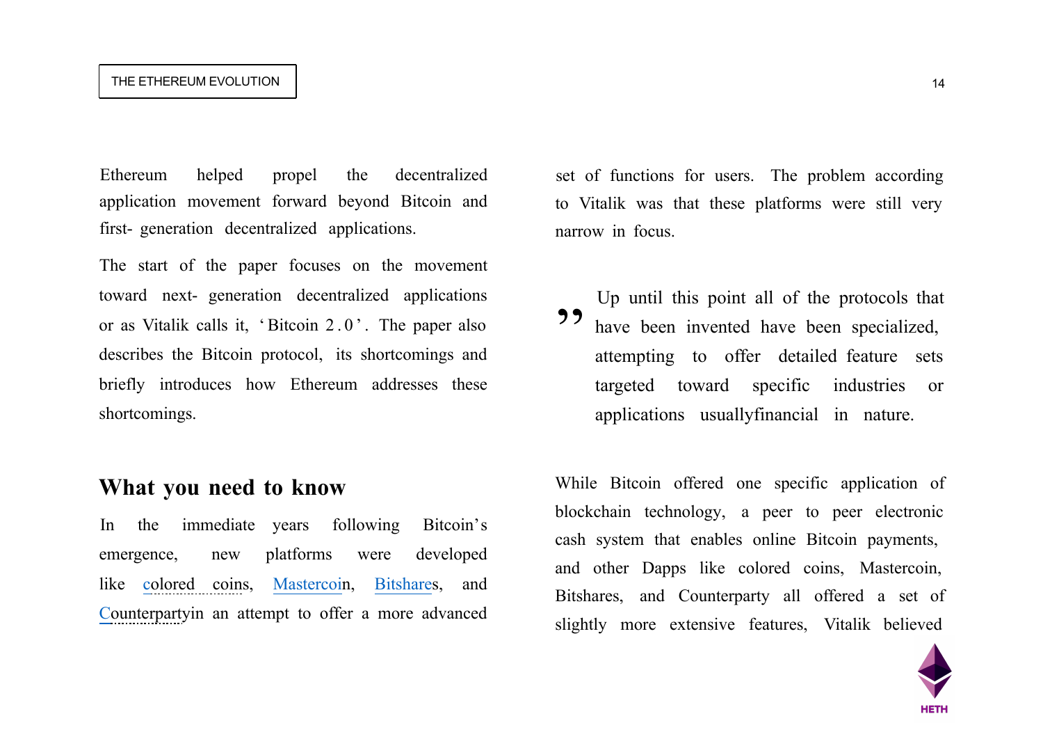Ethereum helped propel the decentralized application movement forward beyond Bitcoin and first- generation decentralized applications.

The start of the paper focuses on the movement toward next- generation decentralized applications or as Vitalik calls it, 'Bitcoin 2.0'. The paper also describes the Bitcoin protocol, its shortcomings and briefly introduces how Ethereum addresses these shortcomings.

## What you need to know

In the immediate years following Bitcoin's emergence, new platforms were developed like colored coins, Mastercoin, Bitshares, and Counterpartyin an attempt to offer a more advanced set of functions for users. The problem according to Vitalik was that these platforms were still very narrow in focus.

> Up until this point all of the protocols that have been invented have been specialized, attempting to offer detailed feature sets targeted toward specific industries or applications usuallyfinancial in nature.

While Bitcoin offered one specific application of blockchain technology, a peer to peer electronic cash system that enables online Bitcoin payments, and other Dapps like colored coins, Mastercoin, Bitshares, and Counterparty all offered a set of slightly more extensive features, Vitalik believed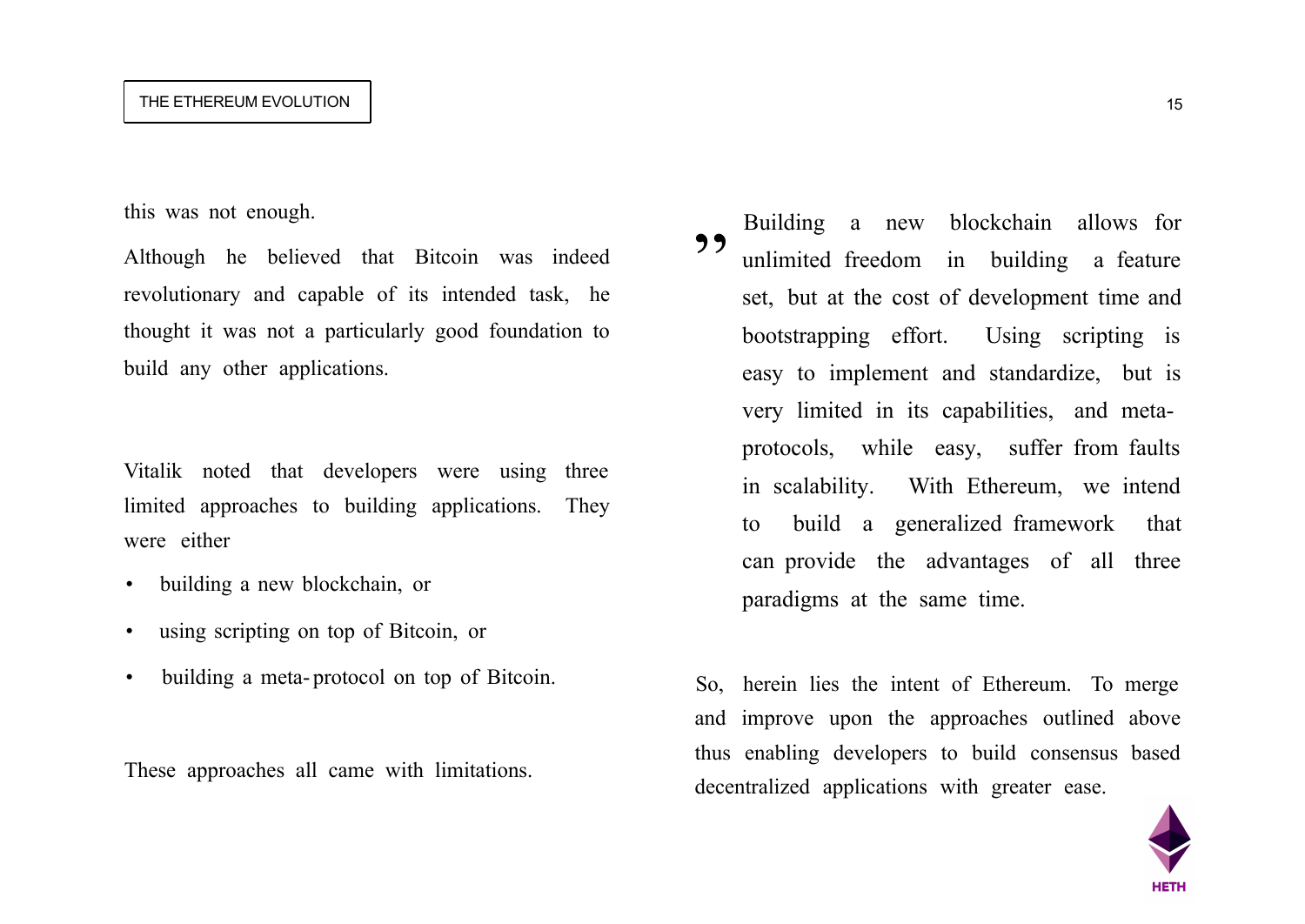this was not enough.

Although he believed that Bitcoin was indeed revolutionary and capable of its intended task, he thought it was not a particularly good foundation to build any other applications.

Vitalik noted that developers were using three limited approaches to building applications. They were either

- building a new blockchain, or
- using scripting on top of Bitcoin, or
- building a meta-protocol on top of Bitcoin.

These approaches all came with limitations.

> ” Building a new blockchain allows for unlimited freedom in building a feature set, but at the cost of development time and bootstrapping effort. Using scripting is easy to implement and standardize, but is very limited in its capabilities, and meta-protocols, while easy, suffer from faults in scalability. With Ethereum, we intend to build a generalized framework that can provide the advantages of all three paradigms at the same time.

So, herein lies the intent of Ethereum. To merge and improve upon the approaches outlined above thus enabling developers to build consensus based decentralized applications with greater ease.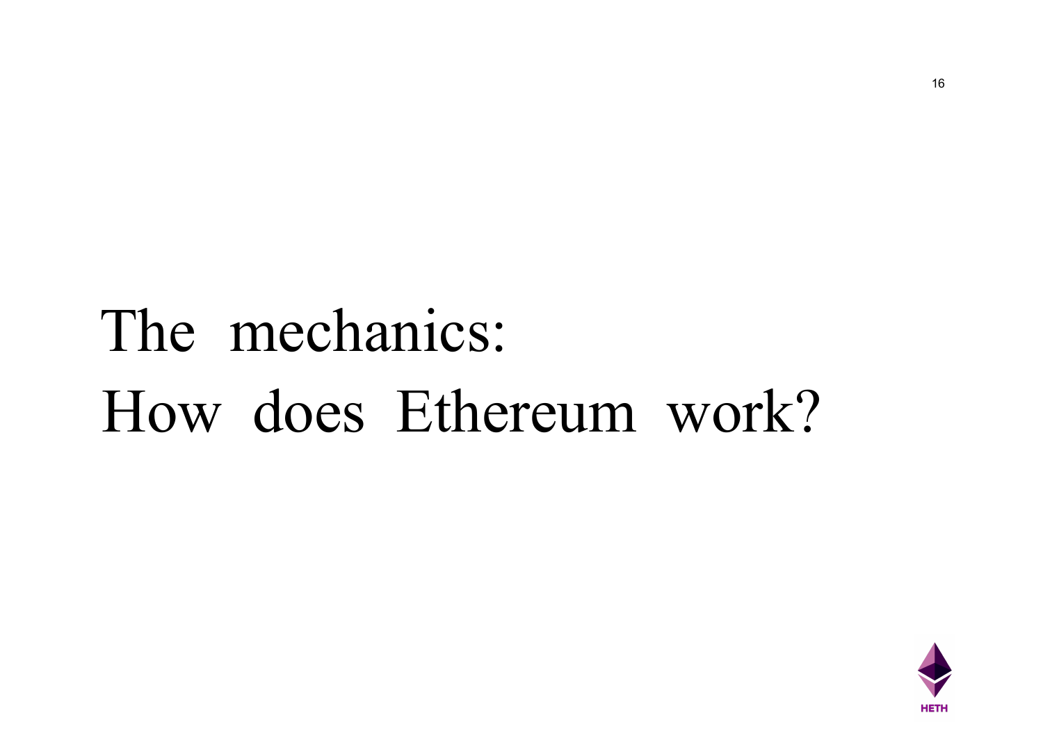# The mechanics: How does Ethereum work?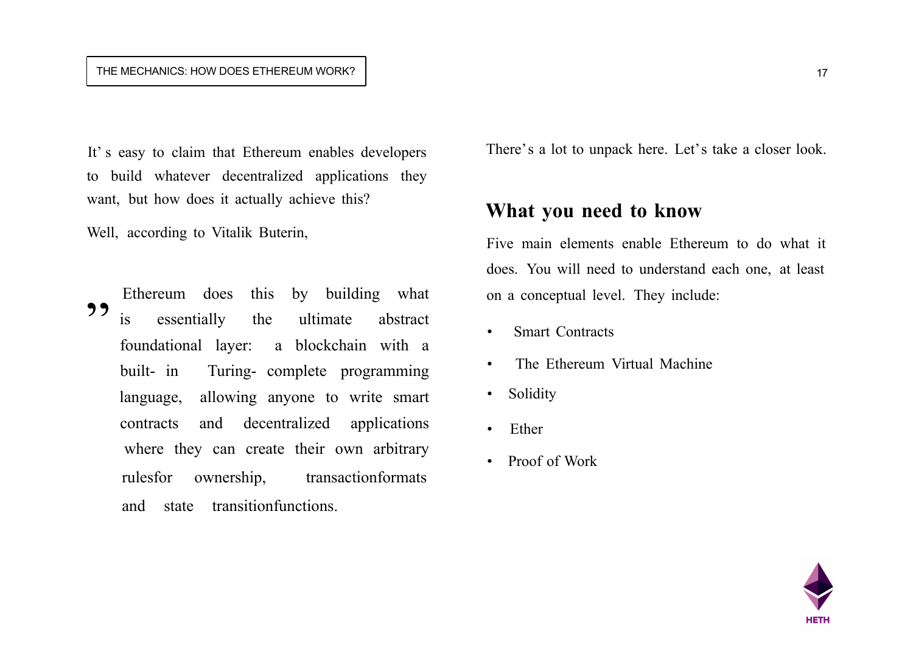It's easy to claim that Ethereum enables developers to build whatever decentralized applications they want, but how does it actually achieve this?

Well, according to Vitalik Buterin,

> Ethereum does this by building what is essentially the ultimate abstract foundational layer: a blockchain with a built- in Turing- complete programming language, allowing anyone to write smart contracts and decentralized applications where they can create their own arbitrary rulesfor ownership, transactionformats and state transitionfunctions.

There's a lot to unpack here. Let's take a closer look.

## What you need to know

Five main elements enable Ethereum to do what it does. You will need to understand each one, at least on a conceptual level. They include:

- Smart Contracts
- The Ethereum Virtual Machine
- Solidity
- Ether
- Proof of Work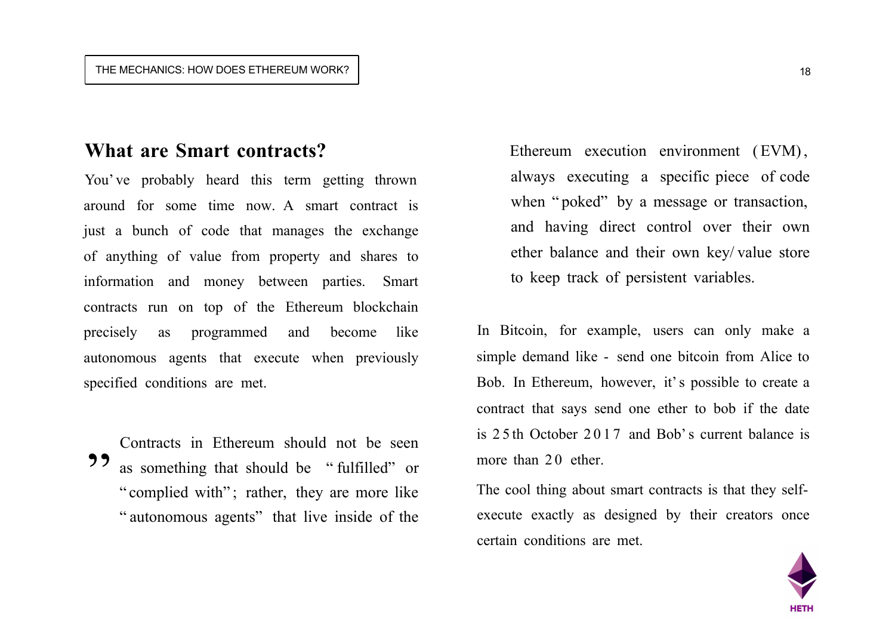## What are Smart contracts?

You've probably heard this term getting thrown around for some time now. A smart contract is just a bunch of code that manages the exchange of anything of value from property and shares to information and money between parties. Smart contracts run on top of the Ethereum blockchain precisely as programmed and become like autonomous agents that execute when previously specified conditions are met.

> Contracts in Ethereum should not be seen as something that should be "fulfilled" or "complied with"; rather, they are more like "autonomous agents" that live inside of the Ethereum execution environment (EVM), always executing a specific piece of code when "poked" by a message or transaction, and having direct control over their own ether balance and their own key/value store to keep track of persistent variables.

In Bitcoin, for example, users can only make a simple demand like - send one bitcoin from Alice to Bob. In Ethereum, however, it's possible to create a contract that says send one ether to bob if the date is 25th October 2017 and Bob's current balance is more than 20 ether.

The cool thing about smart contracts is that they self-execute exactly as designed by their creators once certain conditions are met.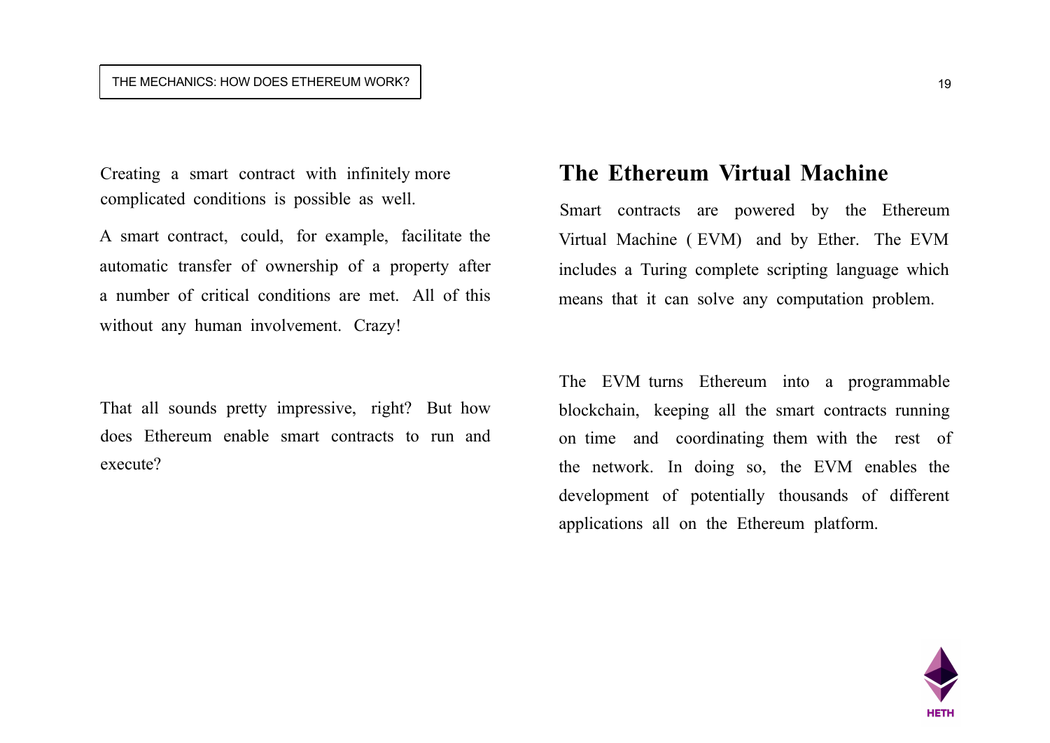Creating a smart contract with infinitely more complicated conditions is possible as well.

A smart contract, could, for example, facilitate the automatic transfer of ownership of a property after a number of critical conditions are met. All of this without any human involvement. Crazy!

That all sounds pretty impressive, right? But how does Ethereum enable smart contracts to run and execute?

## The Ethereum Virtual Machine

Smart contracts are powered by the Ethereum Virtual Machine ( EVM) and by Ether. The EVM includes a Turing complete scripting language which means that it can solve any computation problem.

The EVM turns Ethereum into a programmable blockchain, keeping all the smart contracts running on time and coordinating them with the rest of the network. In doing so, the EVM enables the development of potentially thousands of different applications all on the Ethereum platform.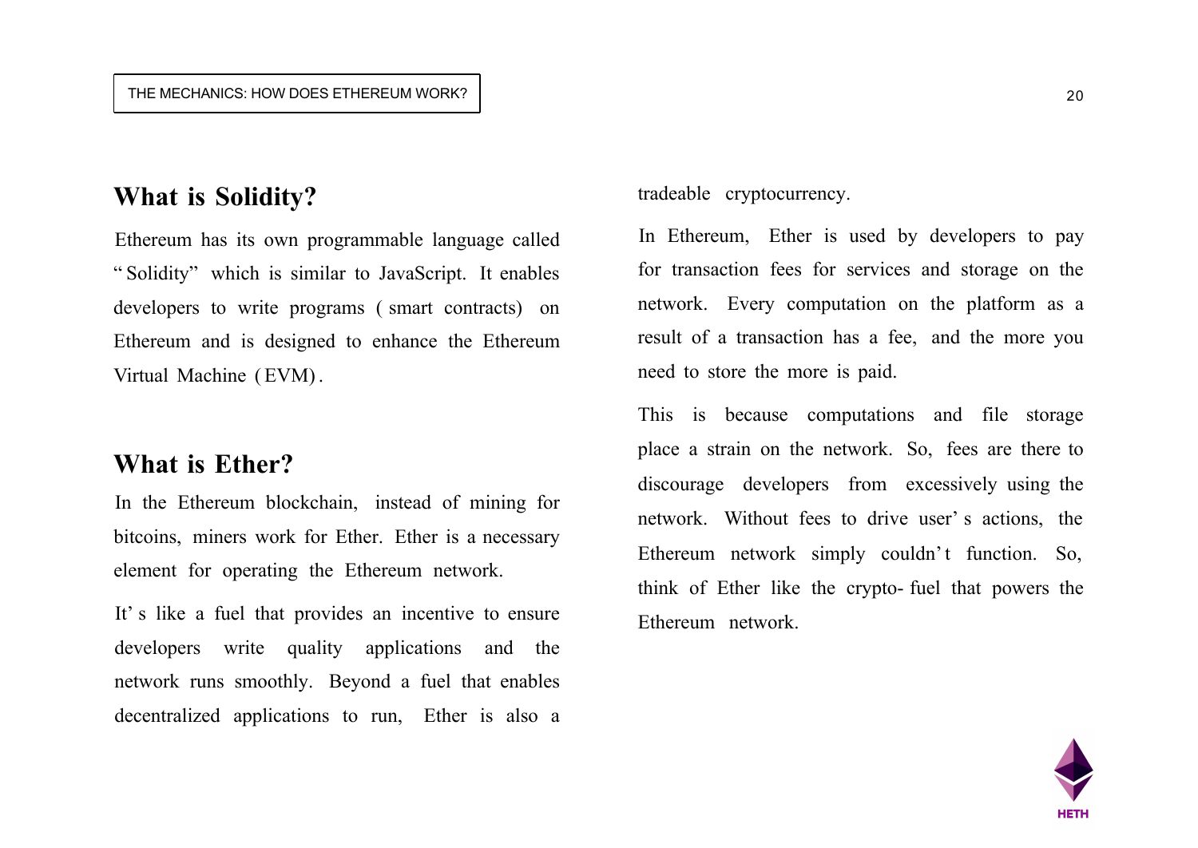## What is Solidity?

Ethereum has its own programmable language called "Solidity" which is similar to JavaScript. It enables developers to write programs (smart contracts) on Ethereum and is designed to enhance the Ethereum Virtual Machine (EVM).

## What is Ether?

In the Ethereum blockchain, instead of mining for bitcoins, miners work for Ether. Ether is a necessary element for operating the Ethereum network.

It's like a fuel that provides an incentive to ensure developers write quality applications and the network runs smoothly. Beyond a fuel that enables decentralized applications to run, Ether is also a tradeable cryptocurrency.

In Ethereum, Ether is used by developers to pay for transaction fees for services and storage on the network. Every computation on the platform as a result of a transaction has a fee, and the more you need to store the more is paid.

This is because computations and file storage place a strain on the network. So, fees are there to discourage developers from excessively using the network. Without fees to drive user's actions, the Ethereum network simply couldn't function. So, think of Ether like the crypto-fuel that powers the Ethereum network.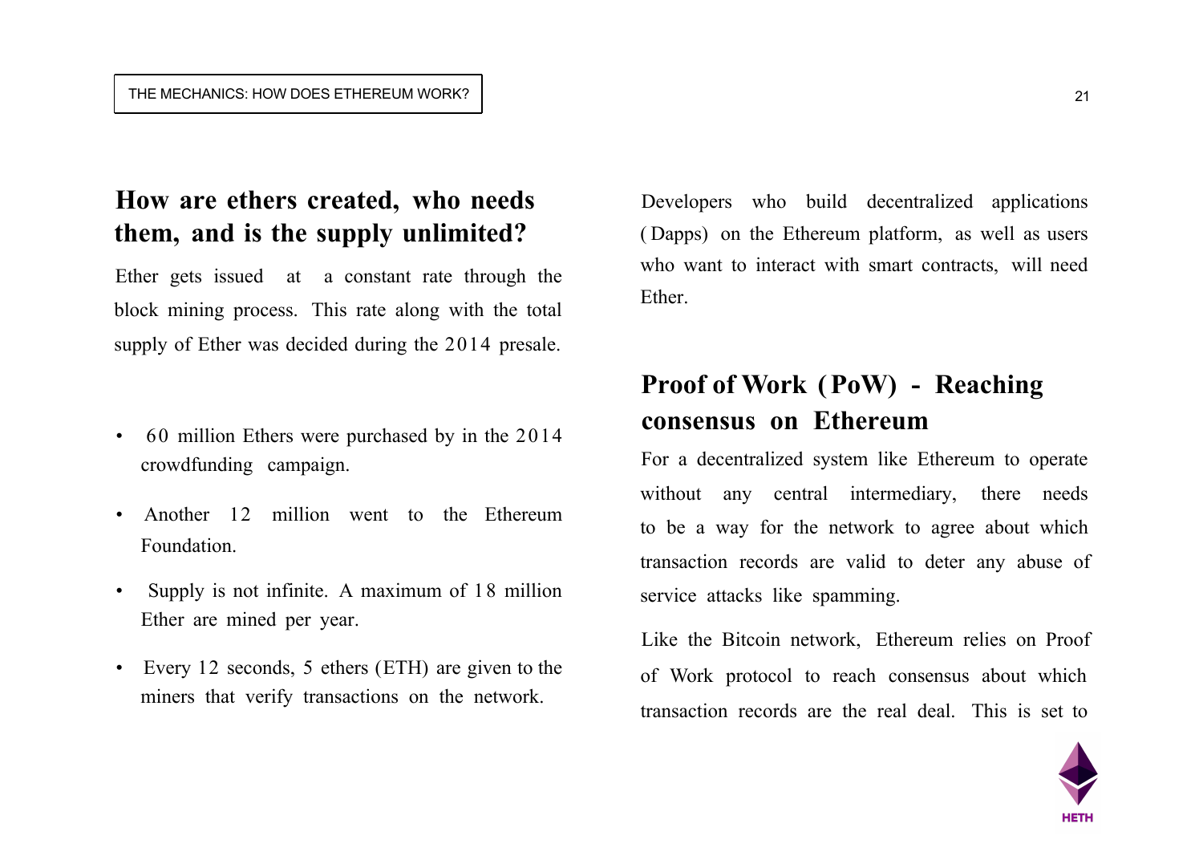## How are ethers created, who needs them, and is the supply unlimited?

Ether gets issued at a constant rate through the block mining process. This rate along with the total supply of Ether was decided during the 2014 presale.

- 60 million Ethers were purchased by in the 2014 crowdfunding campaign.
- Another 12 million went to the Ethereum Foundation.
- Supply is not infinite. A maximum of 18 million Ether are mined per year.
- Every 12 seconds, 5 ethers (ETH) are given to the miners that verify transactions on the network.

Developers who build decentralized applications (Dapps) on the Ethereum platform, as well as users who want to interact with smart contracts, will need Ether.

## Proof of Work (PoW) - Reaching consensus on Ethereum

For a decentralized system like Ethereum to operate without any central intermediary, there needs to be a way for the network to agree about which transaction records are valid to deter any abuse of service attacks like spamming.

Like the Bitcoin network, Ethereum relies on Proof of Work protocol to reach consensus about which transaction records are the real deal. This is set to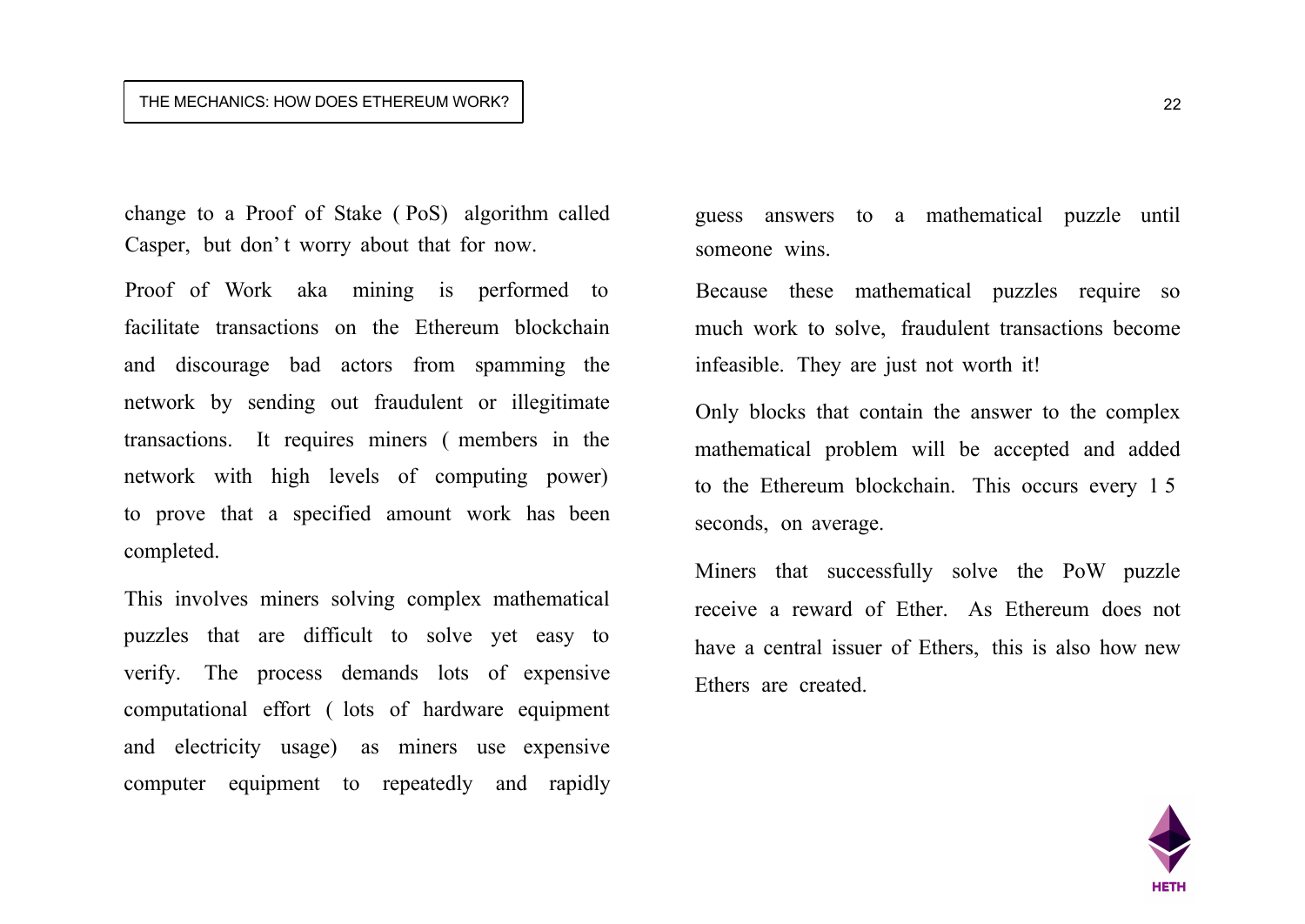change to a Proof of Stake (PoS) algorithm called Casper, but don't worry about that for now.

Proof of Work aka mining is performed to facilitate transactions on the Ethereum blockchain and discourage bad actors from spamming the network by sending out fraudulent or illegitimate transactions. It requires miners (members in the network with high levels of computing power) to prove that a specified amount work has been completed.

This involves miners solving complex mathematical puzzles that are difficult to solve yet easy to verify. The process demands lots of expensive computational effort (lots of hardware equipment and electricity usage) as miners use expensive computer equipment to repeatedly and rapidly guess answers to a mathematical puzzle until someone wins.

Because these mathematical puzzles require so much work to solve, fraudulent transactions become infeasible. They are just not worth it!

Only blocks that contain the answer to the complex mathematical problem will be accepted and added to the Ethereum blockchain. This occurs every 15 seconds, on average.

Miners that successfully solve the PoW puzzle receive a reward of Ether. As Ethereum does not have a central issuer of Ethers, this is also how new Ethers are created.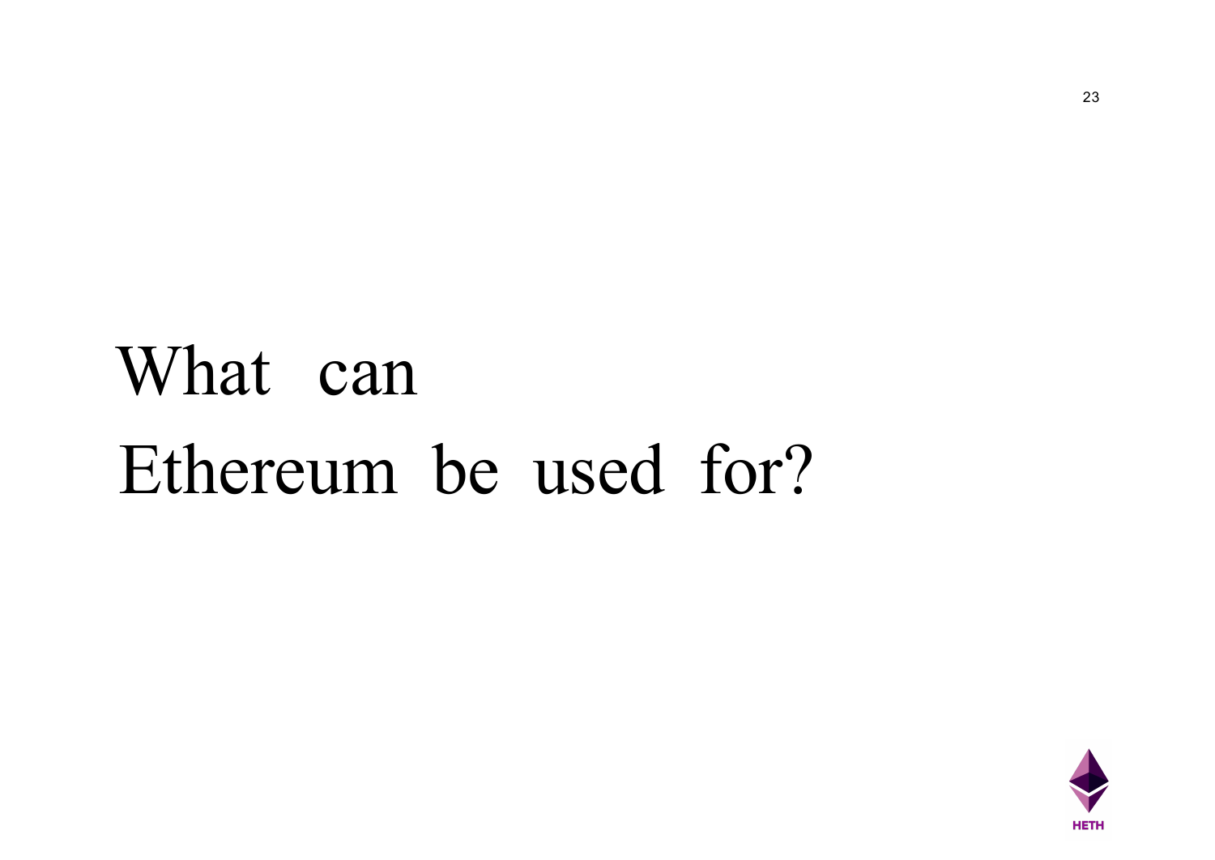# What can Ethereum be used for?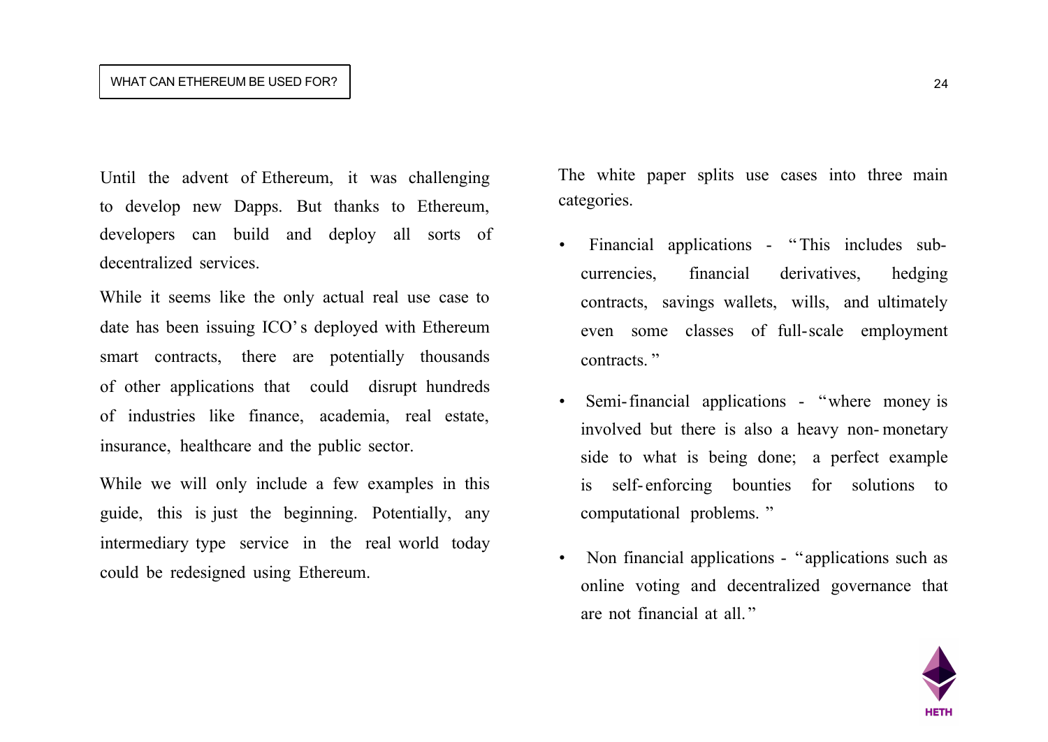## WHAT CAN ETHEREUM BE USED FOR?

Until the advent of Ethereum, it was challenging to develop new Dapps. But thanks to Ethereum, developers can build and deploy all sorts of decentralized services.

While it seems like the only actual real use case to date has been issuing ICO's deployed with Ethereum smart contracts, there are potentially thousands of other applications that could disrupt hundreds of industries like finance, academia, real estate, insurance, healthcare and the public sector.

While we will only include a few examples in this guide, this is just the beginning. Potentially, any intermediary type service in the real world today could be redesigned using Ethereum.

The white paper splits use cases into three main categories.

- Financial applications - "This includes sub-currencies, financial derivatives, hedging contracts, savings wallets, wills, and ultimately even some classes of full-scale employment contracts."
- Semi-financial applications - "where money is involved but there is also a heavy non-monetary side to what is being done; a perfect example is self-enforcing bounties for solutions to computational problems."
- Non financial applications - "applications such as online voting and decentralized governance that are not financial at all."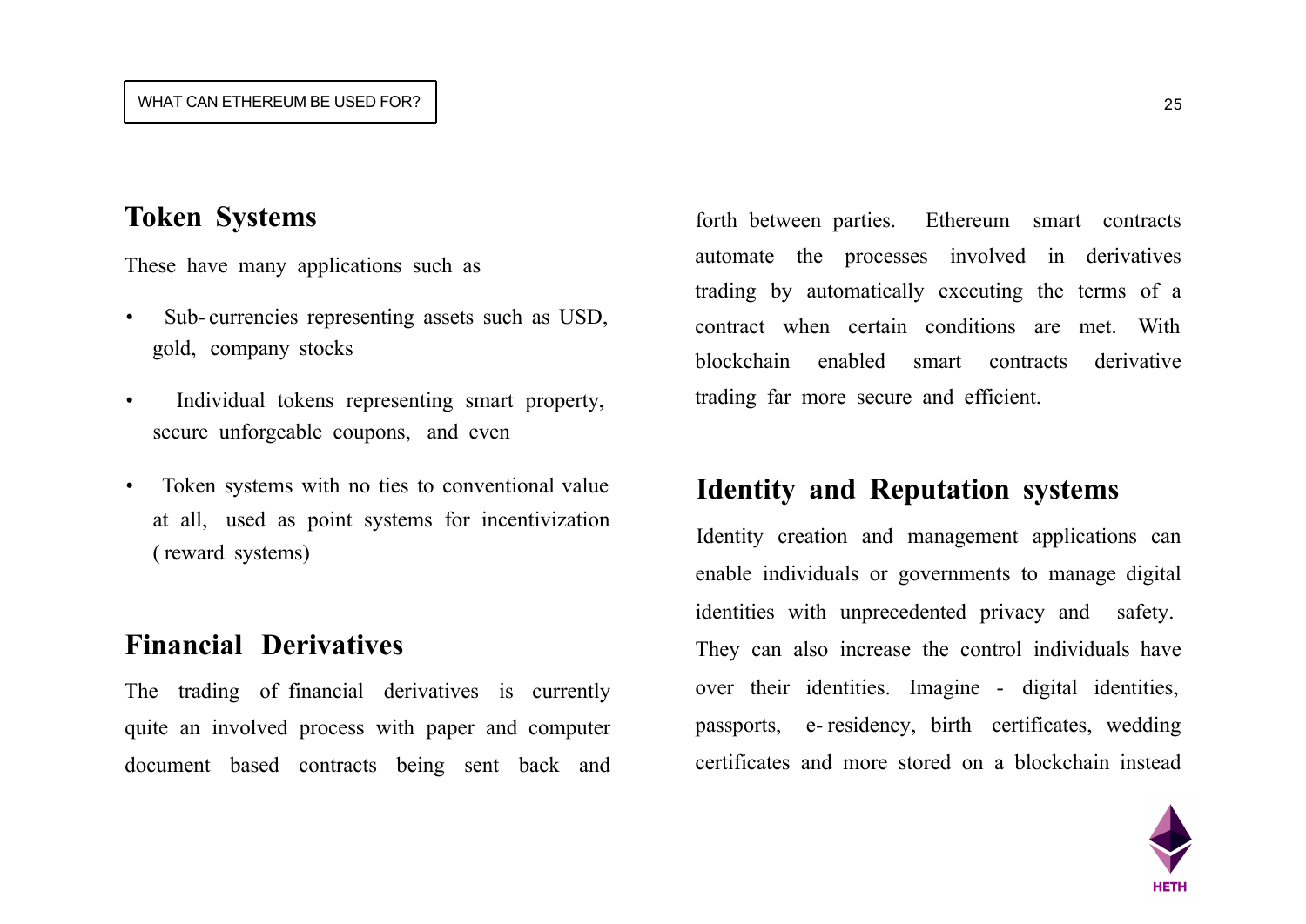## Token Systems

These have many applications such as

- Sub-currencies representing assets such as USD, gold, company stocks
- Individual tokens representing smart property, secure unforgeable coupons, and even
- Token systems with no ties to conventional value at all, used as point systems for incentivization (reward systems)

## Financial Derivatives

The trading of financial derivatives is currently quite an involved process with paper and computer document based contracts being sent back and forth between parties. Ethereum smart contracts automate the processes involved in derivatives trading by automatically executing the terms of a contract when certain conditions are met. With blockchain enabled smart contracts derivative trading far more secure and efficient.

## Identity and Reputation systems

Identity creation and management applications can enable individuals or governments to manage digital identities with unprecedented privacy and safety. They can also increase the control individuals have over their identities. Imagine - digital identities, passports, e-residency, birth certificates, wedding certificates and more stored on a blockchain instead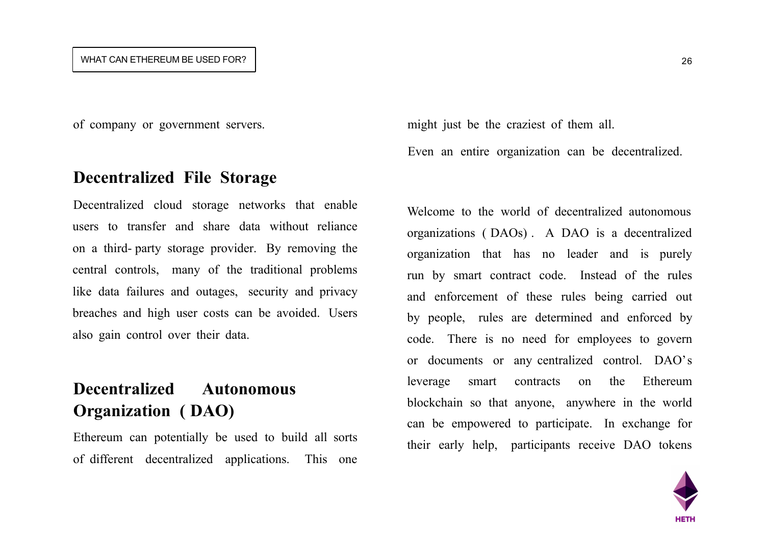of company or government servers.

## Decentralized File Storage

Decentralized cloud storage networks that enable users to transfer and share data without reliance on a third-party storage provider. By removing the central controls, many of the traditional problems like data failures and outages, security and privacy breaches and high user costs can be avoided. Users also gain control over their data.

## Decentralized Autonomous Organization (DAO)

Ethereum can potentially be used to build all sorts of different decentralized applications. This one might just be the craziest of them all.

Even an entire organization can be decentralized.

Welcome to the world of decentralized autonomous organizations (DAOs). A DAO is a decentralized organization that has no leader and is purely run by smart contract code. Instead of the rules and enforcement of these rules being carried out by people, rules are determined and enforced by code. There is no need for employees to govern or documents or any centralized control. DAO's leverage smart contracts on the Ethereum blockchain so that anyone, anywhere in the world can be empowered to participate. In exchange for their early help, participants receive DAO tokens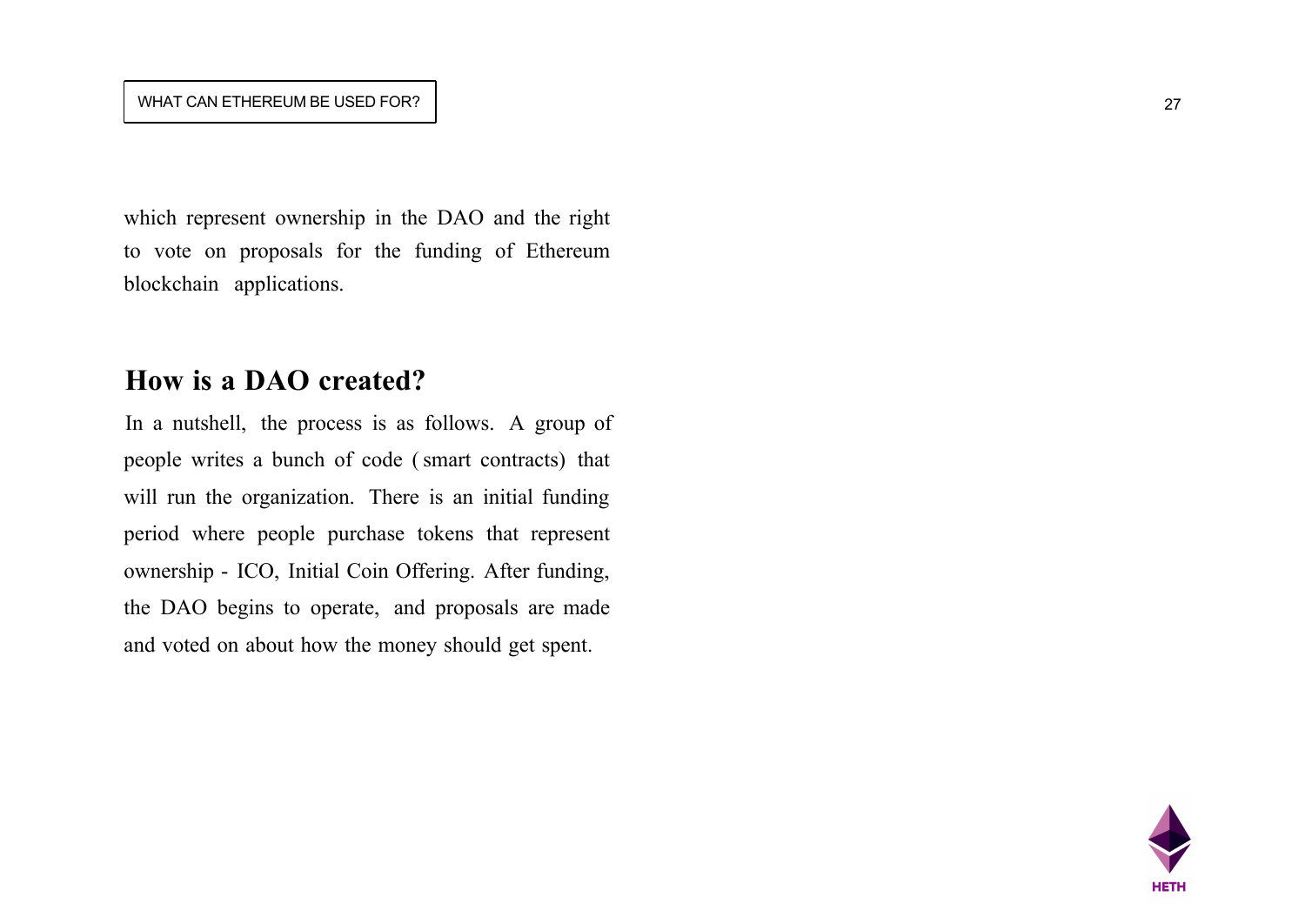which represent ownership in the DAO and the right to vote on proposals for the funding of Ethereum blockchain applications.

## How is a DAO created?

In a nutshell, the process is as follows. A group of people writes a bunch of code ( smart contracts) that will run the organization. There is an initial funding period where people purchase tokens that represent ownership - ICO, Initial Coin Offering. After funding, the DAO begins to operate, and proposals are made and voted on about how the money should get spent.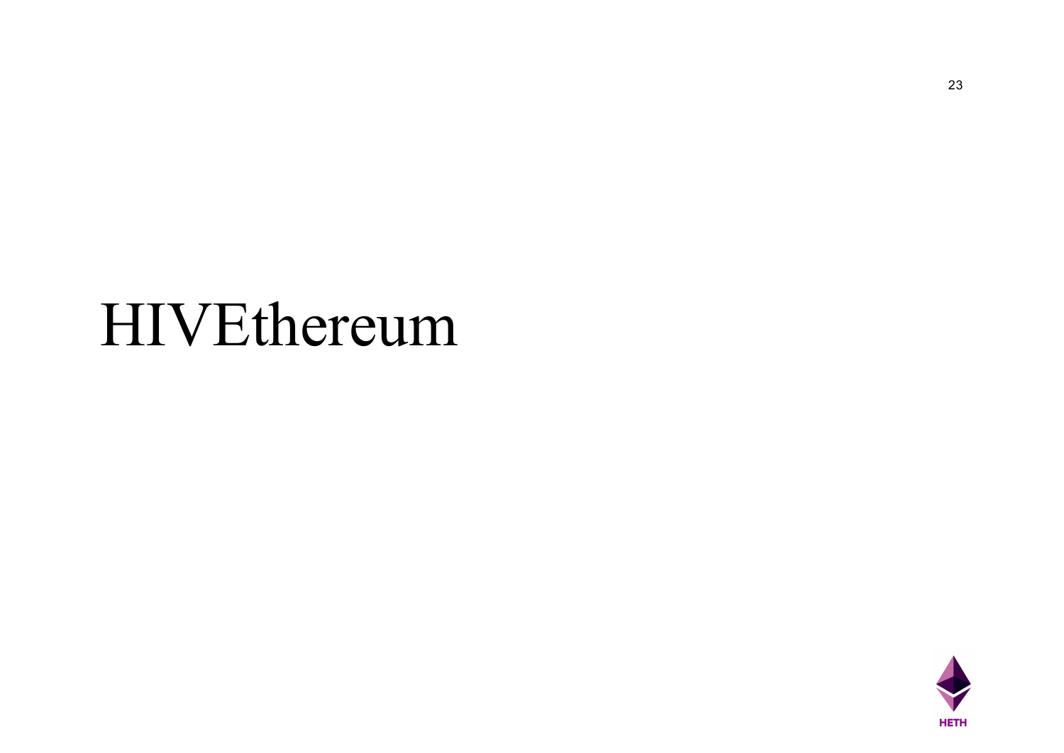# HIVEthereum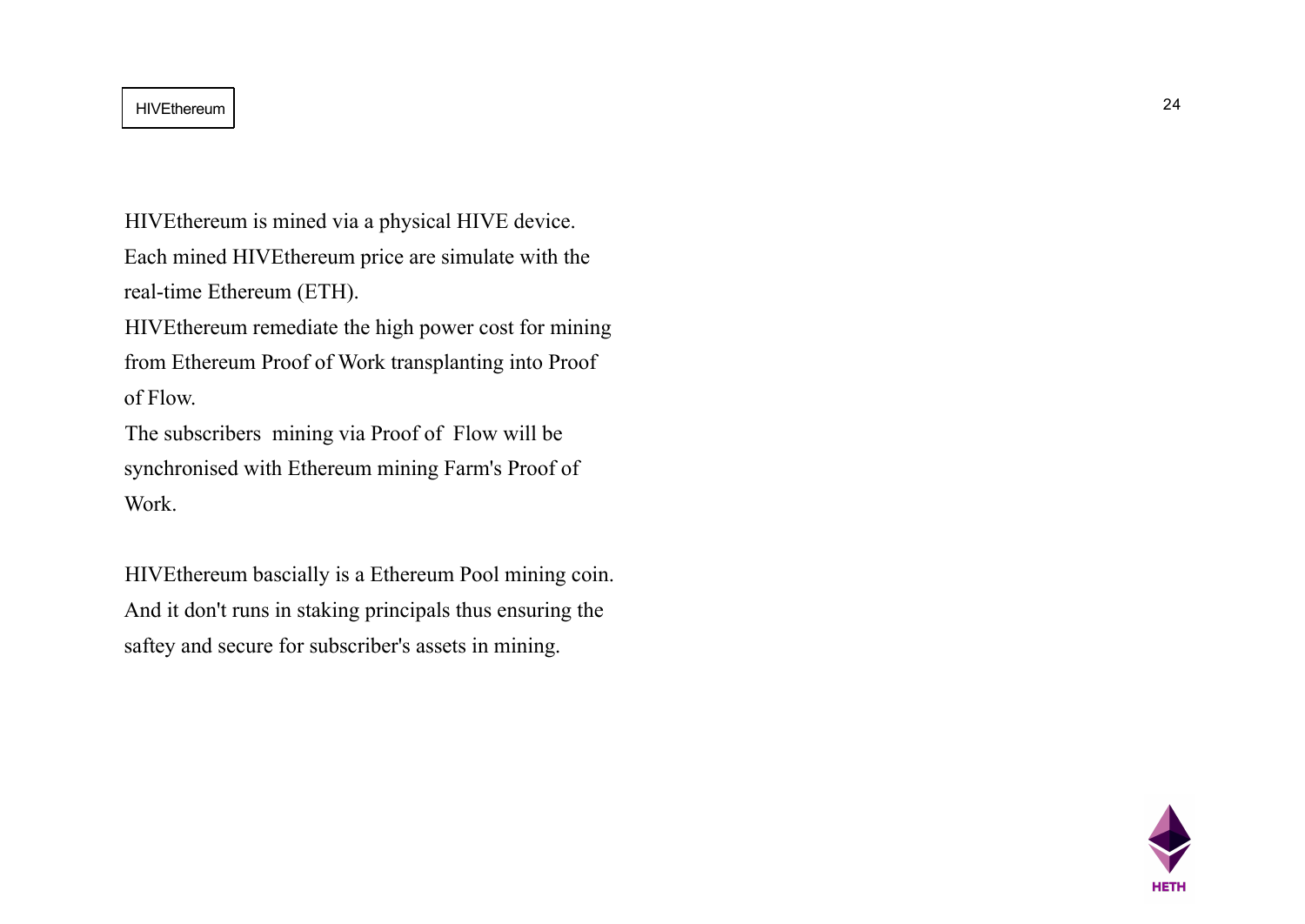HIVEthereum

HIVEthereum is mined via a physical HIVE device.
Each mined HIVEthereum price are simulate with the real-time Ethereum (ETH).
HIVEthereum remediate the high power cost for mining from Ethereum Proof of Work transplanting into Proof of Flow.
The subscribers mining via Proof of Flow will be synchronised with Ethereum mining Farm's Proof of Work.

HIVEthereum bascially is a Ethereum Pool mining coin.
And it don't runs in staking principals thus ensuring the saftey and secure for subscriber's assets in mining.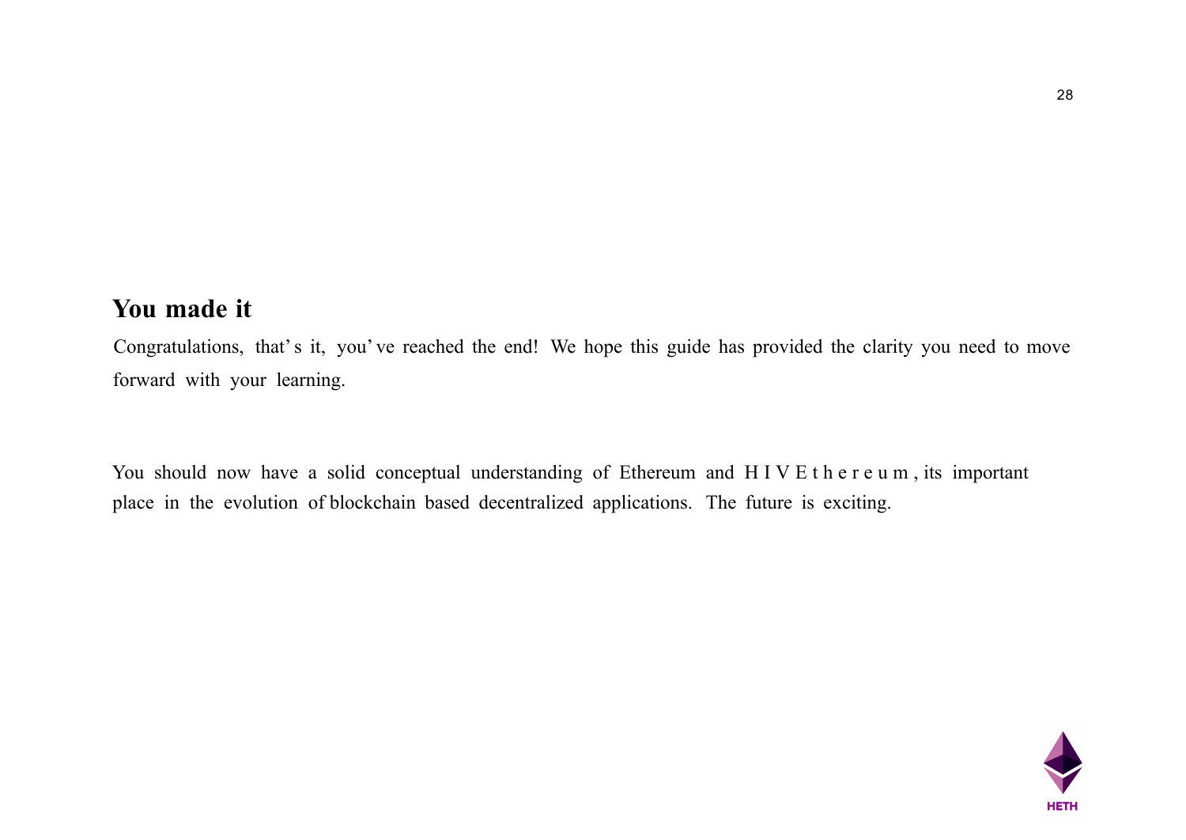## You made it

Congratulations, that's it, you've reached the end! We hope this guide has provided the clarity you need to move forward with your learning.

You should now have a solid conceptual understanding of Ethereum and HIVEthereum, its important place in the evolution of blockchain based decentralized applications. The future is exciting.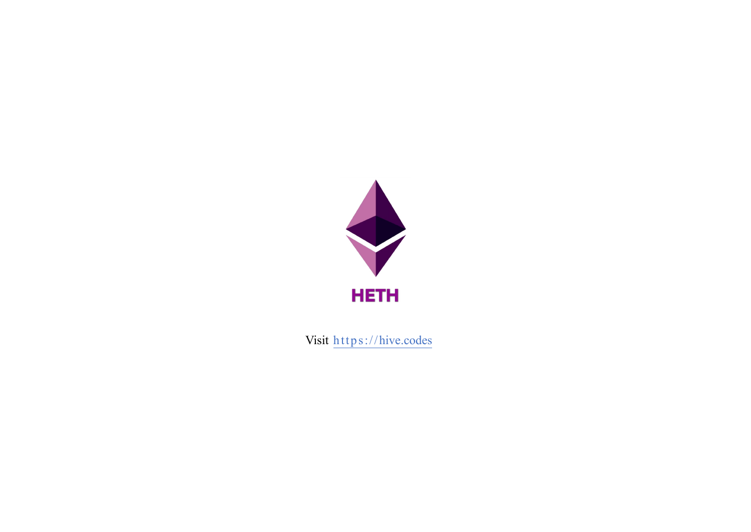HETH

Visit https://hive.codes